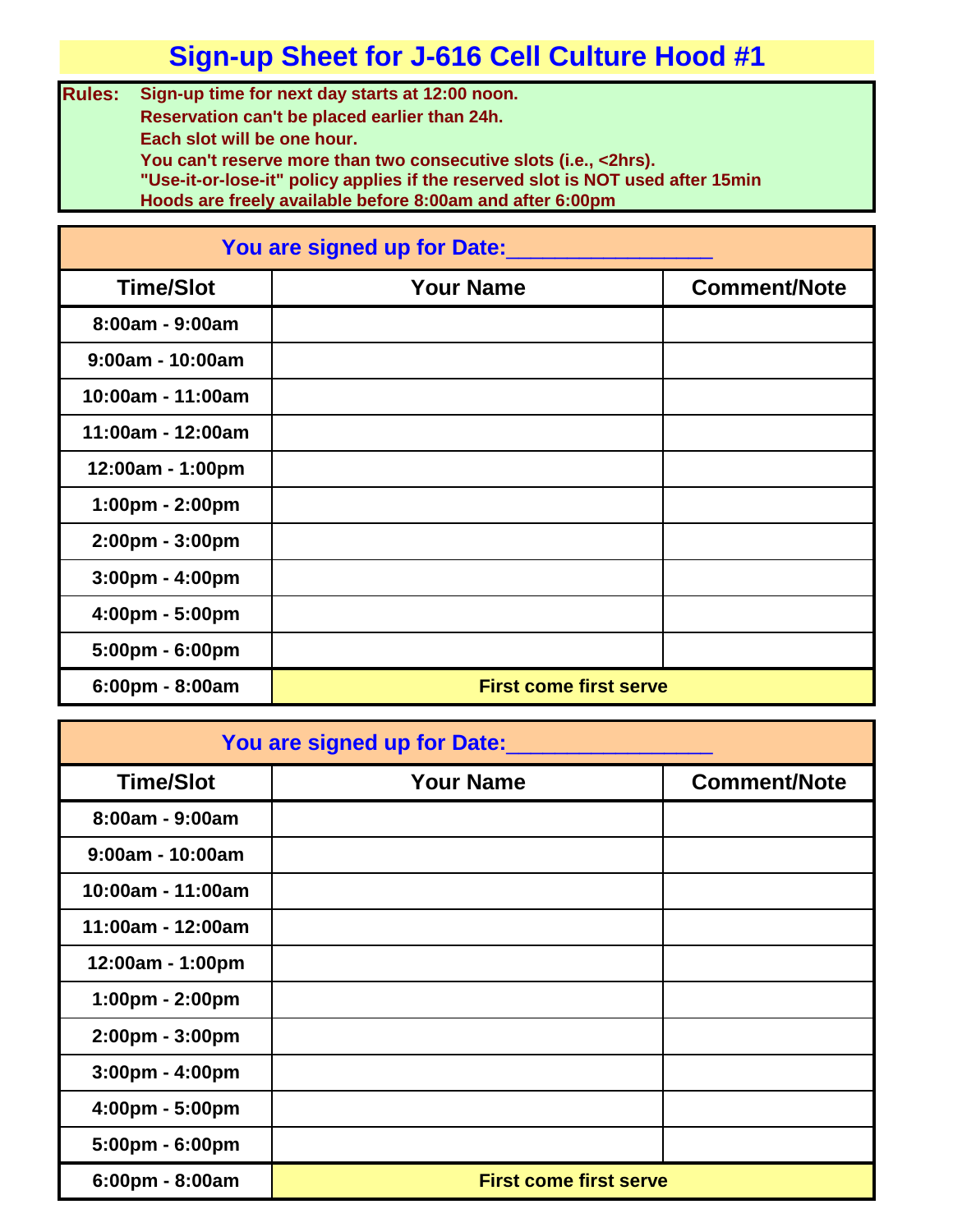# Sign-up Sheet for J-616 Cell Culture Hood #1

**Rules:**
- Sign-up time for next day starts at 12:00 noon.
- Reservation can't be placed earlier than 24h.
- Each slot will be one hour.
- You can't reserve more than two consecutive slots (i.e., <2hrs).
- "Use-it-or-lose-it" policy applies if the reserved slot is NOT used after 15min
- Hoods are freely available before 8:00am and after 6:00pm

**You are signed up for Date:________________**

| Time/Slot | Your Name | Comment/Note |
|---|---|---|
| 8:00am - 9:00am | | |
| 9:00am - 10:00am | | |
| 10:00am - 11:00am | | |
| 11:00am - 12:00am | | |
| 12:00am - 1:00pm | | |
| 1:00pm - 2:00pm | | |
| 2:00pm - 3:00pm | | |
| 3:00pm - 4:00pm | | |
| 4:00pm - 5:00pm | | |
| 5:00pm - 6:00pm | | |
| 6:00pm - 8:00am | First come first serve | |

**You are signed up for Date:________________**

| Time/Slot | Your Name | Comment/Note |
|---|---|---|
| 8:00am - 9:00am | | |
| 9:00am - 10:00am | | |
| 10:00am - 11:00am | | |
| 11:00am - 12:00am | | |
| 12:00am - 1:00pm | | |
| 1:00pm - 2:00pm | | |
| 2:00pm - 3:00pm | | |
| 3:00pm - 4:00pm | | |
| 4:00pm - 5:00pm | | |
| 5:00pm - 6:00pm | | |
| 6:00pm - 8:00am | First come first serve | |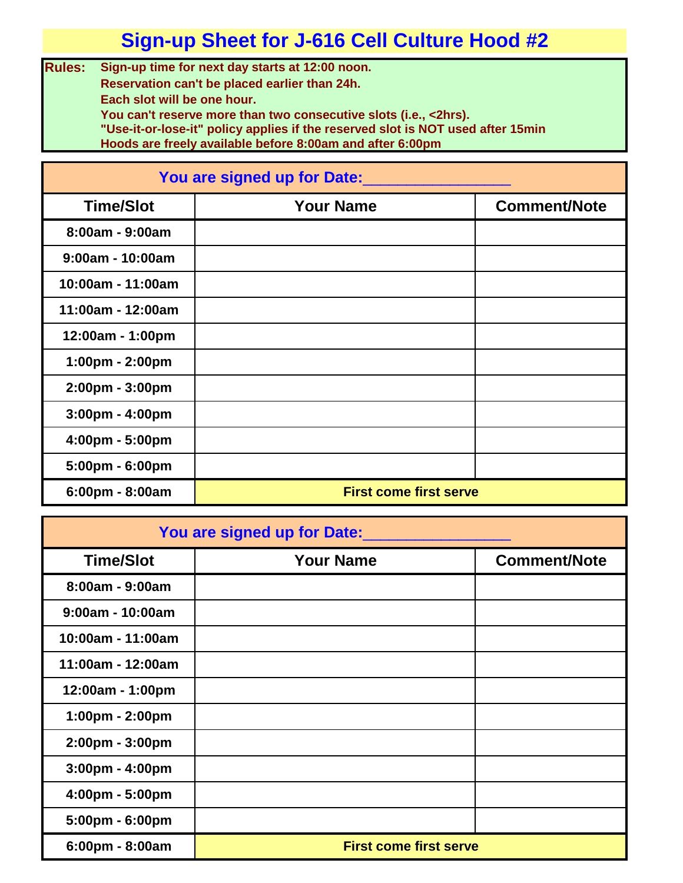# Sign-up Sheet for J-616 Cell Culture Hood #2

**Rules:**
- Sign-up time for next day starts at 12:00 noon.
- Reservation can't be placed earlier than 24h.
- Each slot will be one hour.
- You can't reserve more than two consecutive slots (i.e., <2hrs).
- "Use-it-or-lose-it" policy applies if the reserved slot is NOT used after 15min
- Hoods are freely available before 8:00am and after 6:00pm

**You are signed up for Date:________________**

| Time/Slot | Your Name | Comment/Note |
|---|---|---|
| 8:00am - 9:00am | | |
| 9:00am - 10:00am | | |
| 10:00am - 11:00am | | |
| 11:00am - 12:00am | | |
| 12:00am - 1:00pm | | |
| 1:00pm - 2:00pm | | |
| 2:00pm - 3:00pm | | |
| 3:00pm - 4:00pm | | |
| 4:00pm - 5:00pm | | |
| 5:00pm - 6:00pm | | |
| 6:00pm - 8:00am | First come first serve | |

**You are signed up for Date:________________**

| Time/Slot | Your Name | Comment/Note |
|---|---|---|
| 8:00am - 9:00am | | |
| 9:00am - 10:00am | | |
| 10:00am - 11:00am | | |
| 11:00am - 12:00am | | |
| 12:00am - 1:00pm | | |
| 1:00pm - 2:00pm | | |
| 2:00pm - 3:00pm | | |
| 3:00pm - 4:00pm | | |
| 4:00pm - 5:00pm | | |
| 5:00pm - 6:00pm | | |
| 6:00pm - 8:00am | First come first serve | |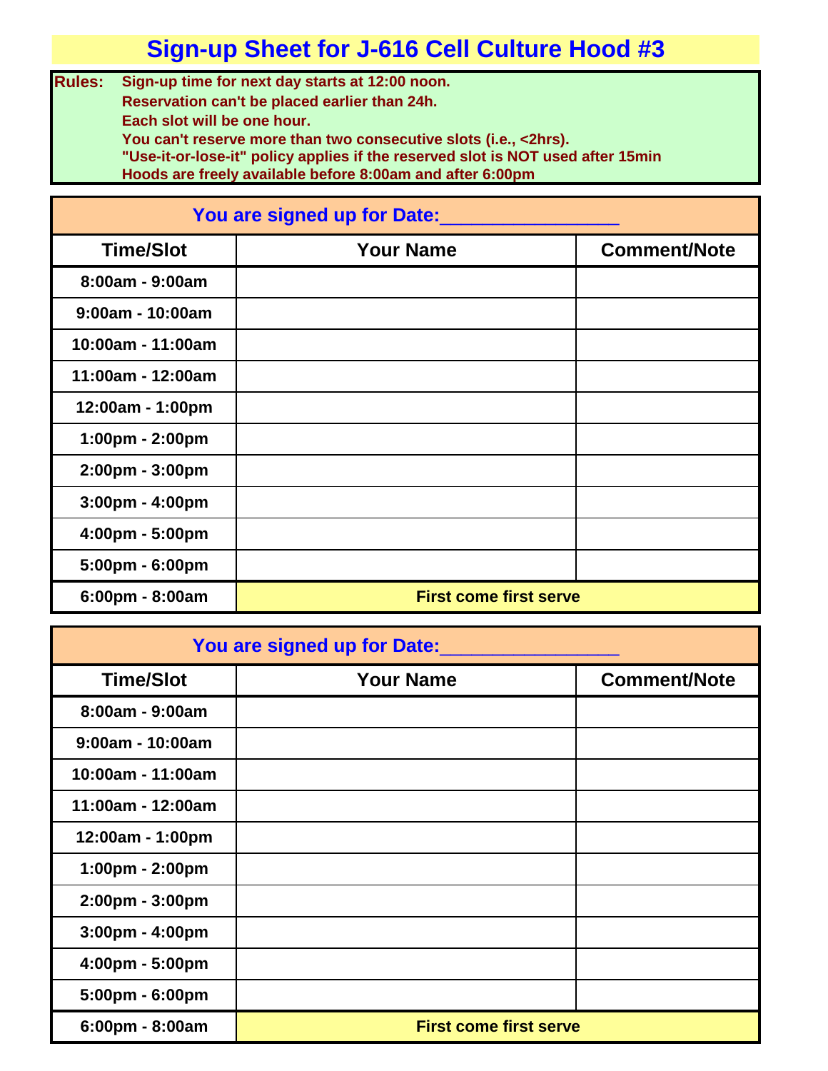# Sign-up Sheet for J-616 Cell Culture Hood #3

**Rules:**

- Sign-up time for next day starts at 12:00 noon.
- Reservation can't be placed earlier than 24h.
- Each slot will be one hour.
- You can't reserve more than two consecutive slots (i.e., <2hrs).
- "Use-it-or-lose-it" policy applies if the reserved slot is NOT used after 15min
- Hoods are freely available before 8:00am and after 6:00pm

**You are signed up for Date:________________**

| Time/Slot | Your Name | Comment/Note |
|---|---|---|
| 8:00am - 9:00am | | |
| 9:00am - 10:00am | | |
| 10:00am - 11:00am | | |
| 11:00am - 12:00am | | |
| 12:00am - 1:00pm | | |
| 1:00pm - 2:00pm | | |
| 2:00pm - 3:00pm | | |
| 3:00pm - 4:00pm | | |
| 4:00pm - 5:00pm | | |
| 5:00pm - 6:00pm | | |
| 6:00pm - 8:00am | First come first serve | |

**You are signed up for Date:________________**

| Time/Slot | Your Name | Comment/Note |
|---|---|---|
| 8:00am - 9:00am | | |
| 9:00am - 10:00am | | |
| 10:00am - 11:00am | | |
| 11:00am - 12:00am | | |
| 12:00am - 1:00pm | | |
| 1:00pm - 2:00pm | | |
| 2:00pm - 3:00pm | | |
| 3:00pm - 4:00pm | | |
| 4:00pm - 5:00pm | | |
| 5:00pm - 6:00pm | | |
| 6:00pm - 8:00am | First come first serve | |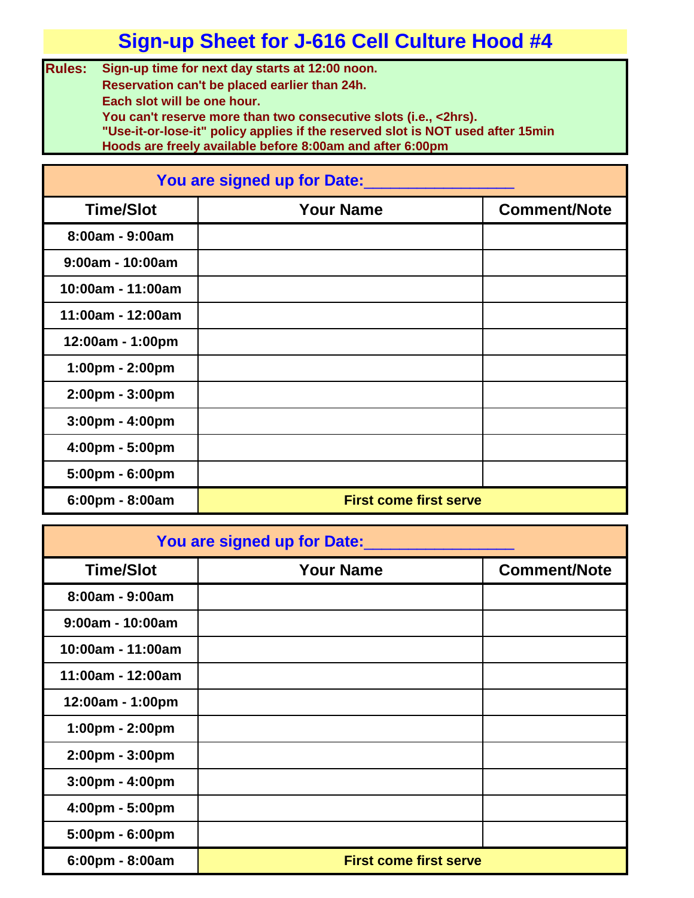# Sign-up Sheet for J-616 Cell Culture Hood #4

**Rules:**
- Sign-up time for next day starts at 12:00 noon.
- Reservation can't be placed earlier than 24h.
- Each slot will be one hour.
- You can't reserve more than two consecutive slots (i.e., <2hrs).
- "Use-it-or-lose-it" policy applies if the reserved slot is NOT used after 15min
- Hoods are freely available before 8:00am and after 6:00pm

**You are signed up for Date:________________**

| Time/Slot | Your Name | Comment/Note |
|---|---|---|
| 8:00am - 9:00am | | |
| 9:00am - 10:00am | | |
| 10:00am - 11:00am | | |
| 11:00am - 12:00am | | |
| 12:00am - 1:00pm | | |
| 1:00pm - 2:00pm | | |
| 2:00pm - 3:00pm | | |
| 3:00pm - 4:00pm | | |
| 4:00pm - 5:00pm | | |
| 5:00pm - 6:00pm | | |
| 6:00pm - 8:00am | First come first serve | |

**You are signed up for Date:________________**

| Time/Slot | Your Name | Comment/Note |
|---|---|---|
| 8:00am - 9:00am | | |
| 9:00am - 10:00am | | |
| 10:00am - 11:00am | | |
| 11:00am - 12:00am | | |
| 12:00am - 1:00pm | | |
| 1:00pm - 2:00pm | | |
| 2:00pm - 3:00pm | | |
| 3:00pm - 4:00pm | | |
| 4:00pm - 5:00pm | | |
| 5:00pm - 6:00pm | | |
| 6:00pm - 8:00am | First come first serve | |